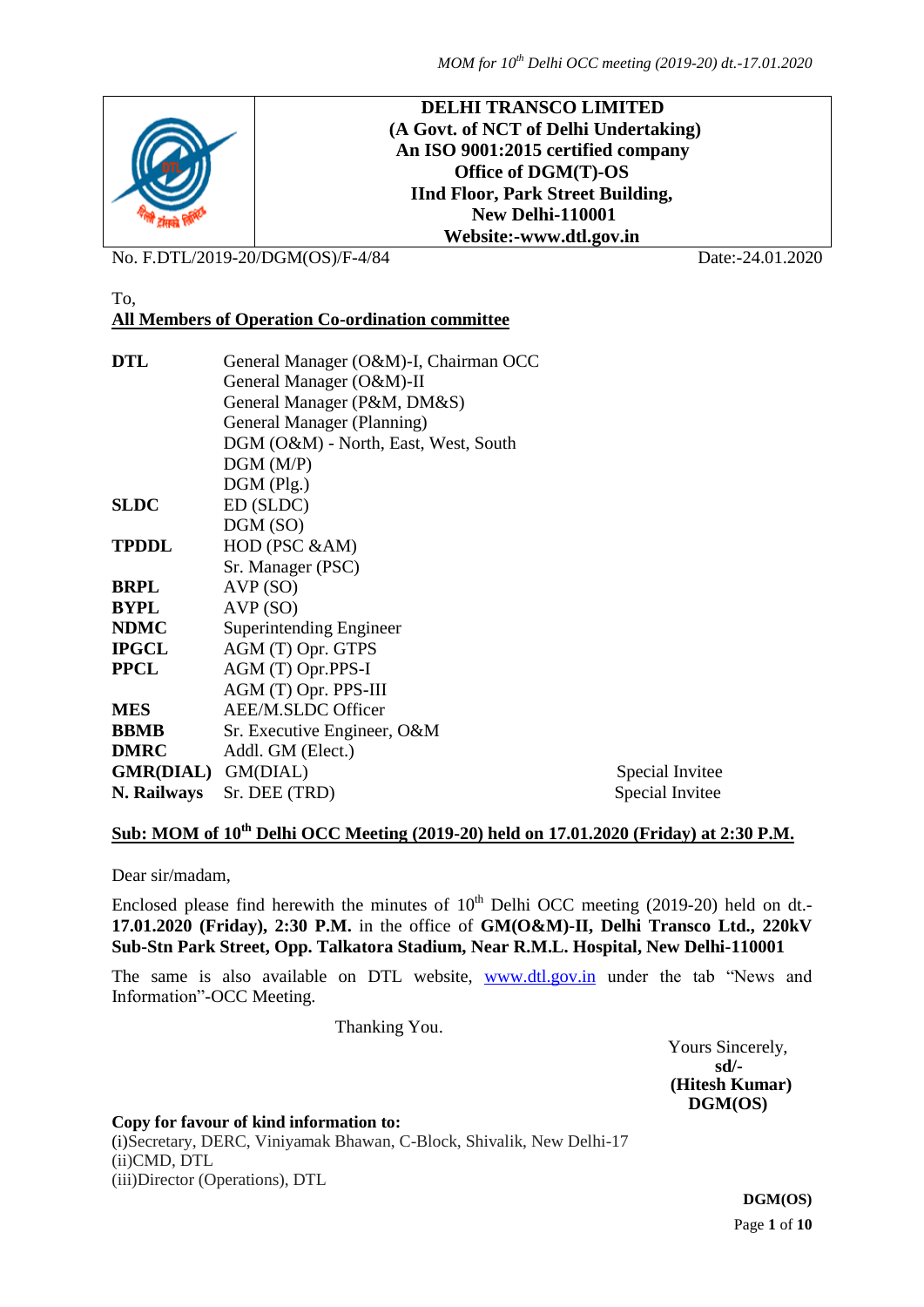**DELHI TRANSCO LIMITED**
**(A Govt. of NCT of Delhi Undertaking)**
**An ISO 9001:2015 certified company**
**Office of DGM(T)-OS**
**IInd Floor, Park Street Building,**
**New Delhi-110001**
**Website:-www.dtl.gov.in**

No. F.DTL/2019-20/DGM(OS)/F-4/84 Date:-24.01.2020

To,
**All Members of Operation Co-ordination committee**

| | | |
|---|---|---|
| **DTL** | General Manager (O&M)-I, Chairman OCC | |
| | General Manager (O&M)-II | |
| | General Manager (P&M, DM&S) | |
| | General Manager (Planning) | |
| | DGM (O&M) - North, East, West, South | |
| | DGM (M/P) | |
| | DGM (Plg.) | |
| **SLDC** | ED (SLDC) | |
| | DGM (SO) | |
| **TPDDL** | HOD (PSC &AM) | |
| | Sr. Manager (PSC) | |
| **BRPL** | AVP (SO) | |
| **BYPL** | AVP (SO) | |
| **NDMC** | Superintending Engineer | |
| **IPGCL** | AGM (T) Opr. GTPS | |
| **PPCL** | AGM (T) Opr.PPS-I | |
| | AGM (T) Opr. PPS-III | |
| **MES** | AEE/M.SLDC Officer | |
| **BBMB** | Sr. Executive Engineer, O&M | |
| **DMRC** | Addl. GM (Elect.) | |
| **GMR(DIAL)** | GM(DIAL) | Special Invitee |
| **N. Railways** | Sr. DEE (TRD) | Special Invitee |

**Sub: MOM of 10th Delhi OCC Meeting (2019-20) held on 17.01.2020 (Friday) at 2:30 P.M.**

Dear sir/madam,

Enclosed please find herewith the minutes of 10th Delhi OCC meeting (2019-20) held on dt.- **17.01.2020 (Friday), 2:30 P.M.** in the office of **GM(O&M)-II, Delhi Transco Ltd., 220kV Sub-Stn Park Street, Opp. Talkatora Stadium, Near R.M.L. Hospital, New Delhi-110001**

The same is also available on DTL website, www.dtl.gov.in under the tab "News and Information"-OCC Meeting.

Thanking You.

Yours Sincerely,
**sd/-**
**(Hitesh Kumar)**
**DGM(OS)**

**Copy for favour of kind information to:**
(i)Secretary, DERC, Viniyamak Bhawan, C-Block, Shivalik, New Delhi-17
(ii)CMD, DTL
(iii)Director (Operations), DTL

**DGM(OS)**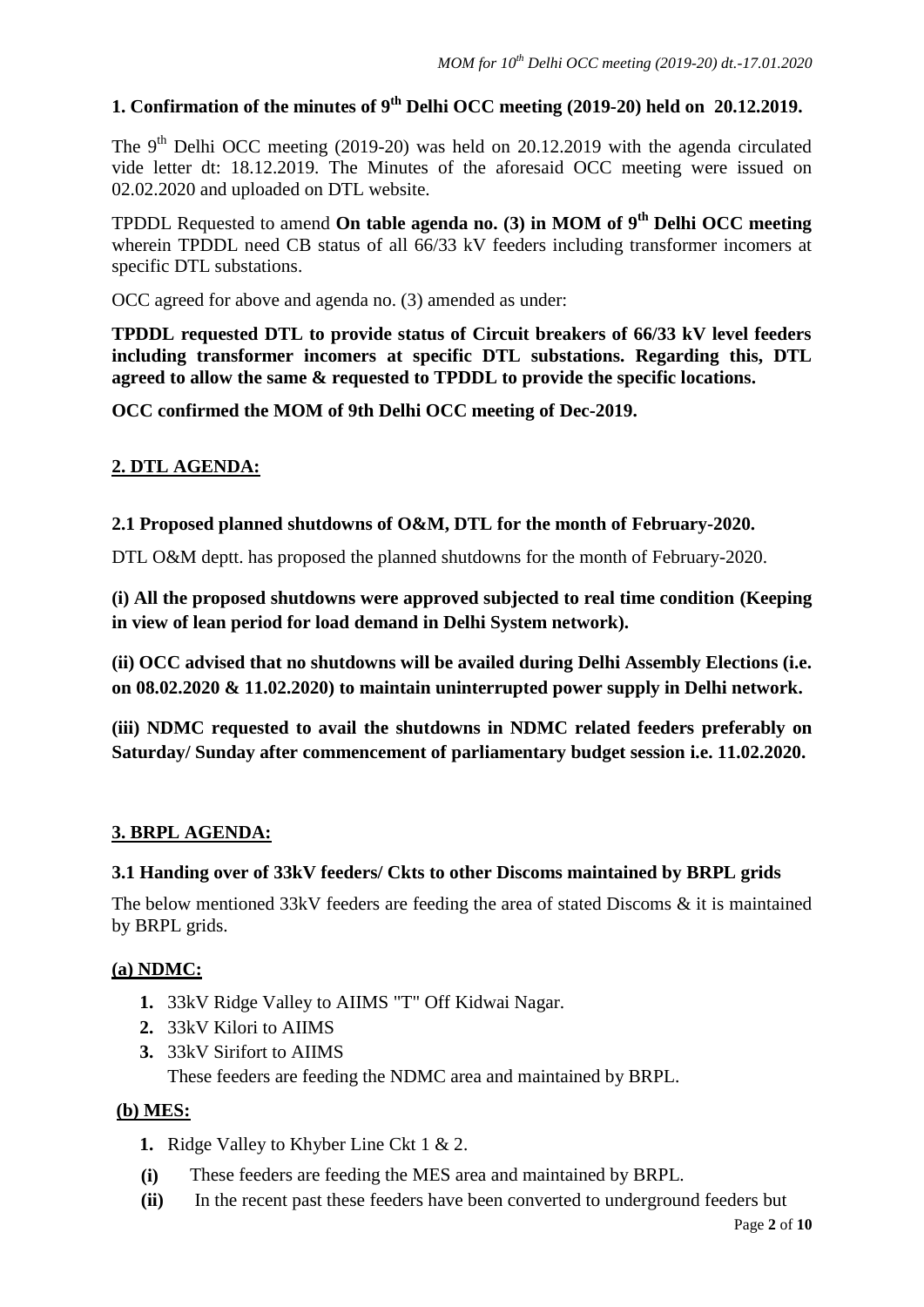## 1. Confirmation of the minutes of 9th Delhi OCC meeting (2019-20) held on 20.12.2019.

The 9th Delhi OCC meeting (2019-20) was held on 20.12.2019 with the agenda circulated vide letter dt: 18.12.2019. The Minutes of the aforesaid OCC meeting were issued on 02.02.2020 and uploaded on DTL website.

TPDDL Requested to amend **On table agenda no. (3) in MOM of 9th Delhi OCC meeting** wherein TPDDL need CB status of all 66/33 kV feeders including transformer incomers at specific DTL substations.

OCC agreed for above and agenda no. (3) amended as under:

**TPDDL requested DTL to provide status of Circuit breakers of 66/33 kV level feeders including transformer incomers at specific DTL substations. Regarding this, DTL agreed to allow the same & requested to TPDDL to provide the specific locations.**

**OCC confirmed the MOM of 9th Delhi OCC meeting of Dec-2019.**

## 2. DTL AGENDA:

### 2.1 Proposed planned shutdowns of O&M, DTL for the month of February-2020.

DTL O&M deptt. has proposed the planned shutdowns for the month of February-2020.

**(i) All the proposed shutdowns were approved subjected to real time condition (Keeping in view of lean period for load demand in Delhi System network).**

**(ii) OCC advised that no shutdowns will be availed during Delhi Assembly Elections (i.e. on 08.02.2020 & 11.02.2020) to maintain uninterrupted power supply in Delhi network.**

**(iii) NDMC requested to avail the shutdowns in NDMC related feeders preferably on Saturday/ Sunday after commencement of parliamentary budget session i.e. 11.02.2020.**

## 3. BRPL AGENDA:

### 3.1 Handing over of 33kV feeders/ Ckts to other Discoms maintained by BRPL grids

The below mentioned 33kV feeders are feeding the area of stated Discoms & it is maintained by BRPL grids.

**(a) NDMC:**

1. 33kV Ridge Valley to AIIMS "T" Off Kidwai Nagar.
2. 33kV Kilori to AIIMS
3. 33kV Sirifort to AIIMS

   These feeders are feeding the NDMC area and maintained by BRPL.

**(b) MES:**

1. Ridge Valley to Khyber Line Ckt 1 & 2.

**(i)** These feeders are feeding the MES area and maintained by BRPL.

**(ii)** In the recent past these feeders have been converted to underground feeders but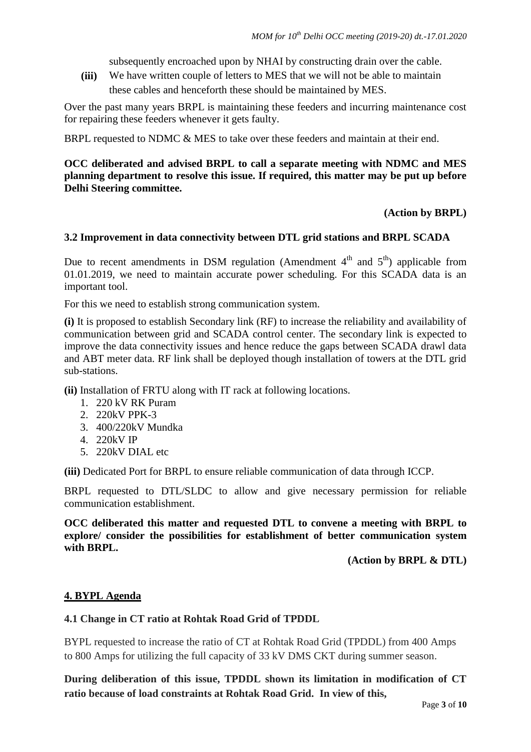subsequently encroached upon by NHAI by constructing drain over the cable.

**(iii)** We have written couple of letters to MES that we will not be able to maintain these cables and henceforth these should be maintained by MES.

Over the past many years BRPL is maintaining these feeders and incurring maintenance cost for repairing these feeders whenever it gets faulty.

BRPL requested to NDMC & MES to take over these feeders and maintain at their end.

**OCC deliberated and advised BRPL to call a separate meeting with NDMC and MES planning department to resolve this issue. If required, this matter may be put up before Delhi Steering committee.**

**(Action by BRPL)**

### 3.2 Improvement in data connectivity between DTL grid stations and BRPL SCADA

Due to recent amendments in DSM regulation (Amendment 4th and 5th) applicable from 01.01.2019, we need to maintain accurate power scheduling. For this SCADA data is an important tool.

For this we need to establish strong communication system.

**(i)** It is proposed to establish Secondary link (RF) to increase the reliability and availability of communication between grid and SCADA control center. The secondary link is expected to improve the data connectivity issues and hence reduce the gaps between SCADA drawl data and ABT meter data. RF link shall be deployed though installation of towers at the DTL grid sub-stations.

**(ii)** Installation of FRTU along with IT rack at following locations.

1. 220 kV RK Puram
2. 220kV PPK-3
3. 400/220kV Mundka
4. 220kV IP
5. 220kV DIAL etc

**(iii)** Dedicated Port for BRPL to ensure reliable communication of data through ICCP.

BRPL requested to DTL/SLDC to allow and give necessary permission for reliable communication establishment.

**OCC deliberated this matter and requested DTL to convene a meeting with BRPL to explore/ consider the possibilities for establishment of better communication system with BRPL.**

**(Action by BRPL & DTL)**

## 4. BYPL Agenda

### 4.1 Change in CT ratio at Rohtak Road Grid of TPDDL

BYPL requested to increase the ratio of CT at Rohtak Road Grid (TPDDL) from 400 Amps to 800 Amps for utilizing the full capacity of 33 kV DMS CKT during summer season.

**During deliberation of this issue, TPDDL shown its limitation in modification of CT ratio because of load constraints at Rohtak Road Grid. In view of this,**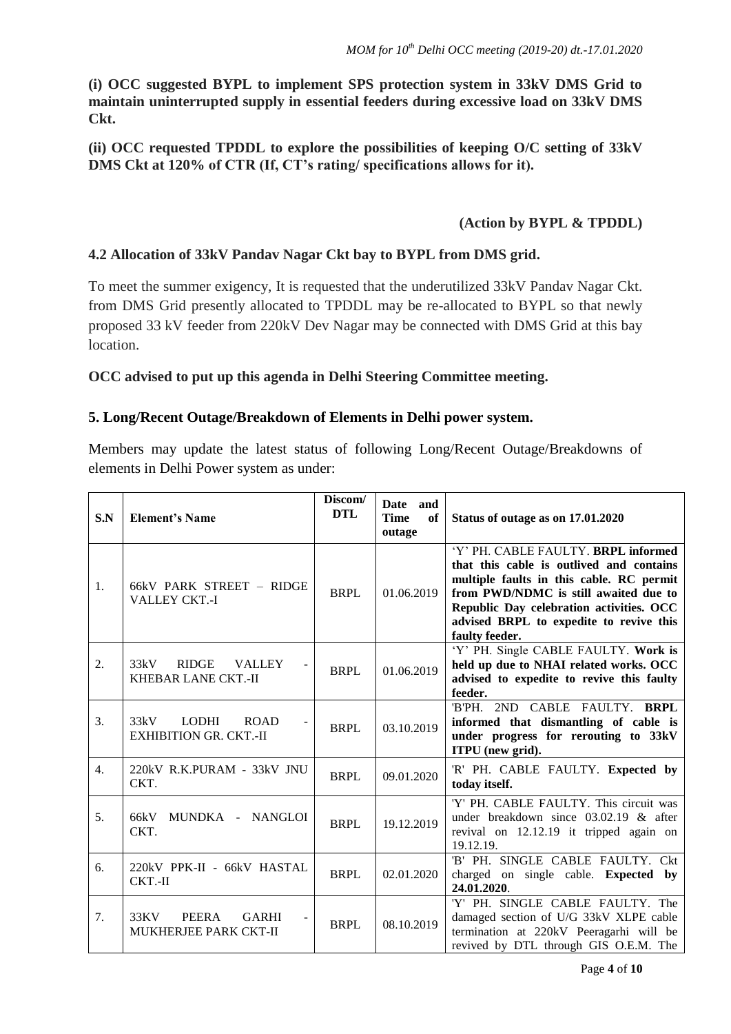**(i) OCC suggested BYPL to implement SPS protection system in 33kV DMS Grid to maintain uninterrupted supply in essential feeders during excessive load on 33kV DMS Ckt.**

**(ii) OCC requested TPDDL to explore the possibilities of keeping O/C setting of 33kV DMS Ckt at 120% of CTR (If, CT's rating/ specifications allows for it).**

**(Action by BYPL & TPDDL)**

### 4.2 Allocation of 33kV Pandav Nagar Ckt bay to BYPL from DMS grid.

To meet the summer exigency, It is requested that the underutilized 33kV Pandav Nagar Ckt. from DMS Grid presently allocated to TPDDL may be re-allocated to BYPL so that newly proposed 33 kV feeder from 220kV Dev Nagar may be connected with DMS Grid at this bay location.

**OCC advised to put up this agenda in Delhi Steering Committee meeting.**

### 5. Long/Recent Outage/Breakdown of Elements in Delhi power system.

Members may update the latest status of following Long/Recent Outage/Breakdowns of elements in Delhi Power system as under:

| S.N | Element's Name | Discom/ DTL | Date and Time of outage | Status of outage as on 17.01.2020 |
|---|---|---|---|---|
| 1. | 66kV PARK STREET – RIDGE VALLEY CKT.-I | BRPL | 01.06.2019 | 'Y' PH. CABLE FAULTY. **BRPL informed that this cable is outlived and contains multiple faults in this cable. RC permit from PWD/NDMC is still awaited due to Republic Day celebration activities. OCC advised BRPL to expedite to revive this faulty feeder.** |
| 2. | 33kV RIDGE VALLEY - KHEBAR LANE CKT.-II | BRPL | 01.06.2019 | 'Y' PH. Single CABLE FAULTY. **Work is held up due to NHAI related works. OCC advised to expedite to revive this faulty feeder.** |
| 3. | 33kV LODHI ROAD - EXHIBITION GR. CKT.-II | BRPL | 03.10.2019 | 'B'PH. 2ND CABLE FAULTY. **BRPL informed that dismantling of cable is under progress for rerouting to 33kV ITPU (new grid).** |
| 4. | 220kV R.K.PURAM - 33kV JNU CKT. | BRPL | 09.01.2020 | 'R' PH. CABLE FAULTY. **Expected by today itself.** |
| 5. | 66kV MUNDKA - NANGLOI CKT. | BRPL | 19.12.2019 | 'Y' PH. CABLE FAULTY. This circuit was under breakdown since 03.02.19 & after revival on 12.12.19 it tripped again on 19.12.19. |
| 6. | 220kV PPK-II - 66kV HASTAL CKT.-II | BRPL | 02.01.2020 | 'B' PH. SINGLE CABLE FAULTY. Ckt charged on single cable. **Expected by 24.01.2020**. |
| 7. | 33KV PEERA GARHI - MUKHERJEE PARK CKT-II | BRPL | 08.10.2019 | 'Y' PH. SINGLE CABLE FAULTY. The damaged section of U/G 33kV XLPE cable termination at 220kV Peeragarhi will be revived by DTL through GIS O.E.M. The |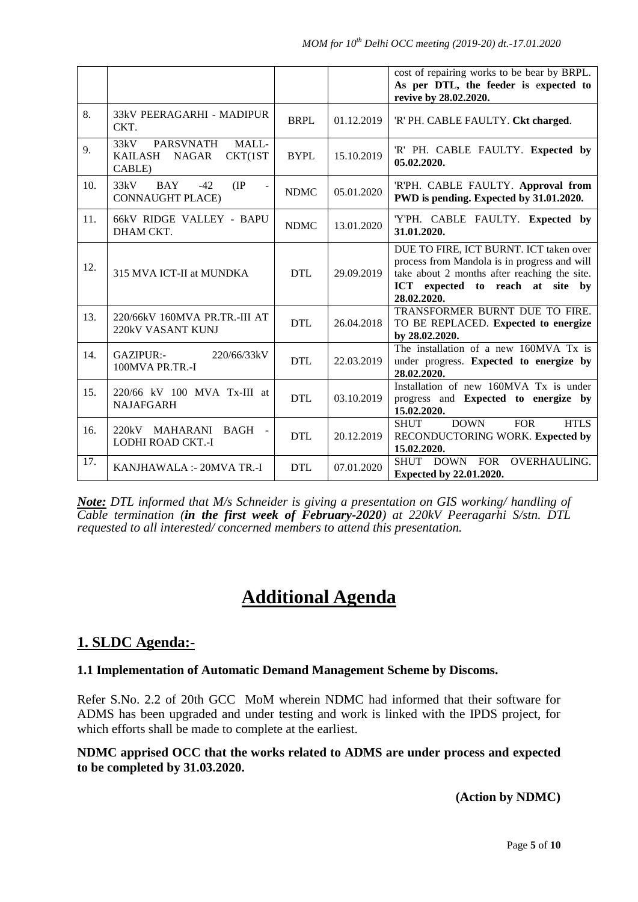| | | | | |
|---|---|---|---|---|
| | | | | cost of repairing works to be bear by BRPL. **As per DTL, the feeder is expected to revive by 28.02.2020.** |
| 8. | 33kV PEERAGARHI - MADIPUR CKT. | BRPL | 01.12.2019 | 'R' PH. CABLE FAULTY. **Ckt charged**. |
| 9. | 33kV PARSVNATH MALL-KAILASH NAGAR CKT(1ST CABLE) | BYPL | 15.10.2019 | 'R' PH. CABLE FAULTY. **Expected by 05.02.2020.** |
| 10. | 33kV BAY -42 (IP - CONNAUGHT PLACE) | NDMC | 05.01.2020 | 'R'PH. CABLE FAULTY. **Approval from PWD is pending. Expected by 31.01.2020.** |
| 11. | 66kV RIDGE VALLEY - BAPU DHAM CKT. | NDMC | 13.01.2020 | 'Y'PH. CABLE FAULTY. **Expected by 31.01.2020.** |
| 12. | 315 MVA ICT-II at MUNDKA | DTL | 29.09.2019 | DUE TO FIRE, ICT BURNT. ICT taken over process from Mandola is in progress and will take about 2 months after reaching the site. **ICT expected to reach at site by 28.02.2020.** |
| 13. | 220/66kV 160MVA PR.TR.-III AT 220kV VASANT KUNJ | DTL | 26.04.2018 | TRANSFORMER BURNT DUE TO FIRE. TO BE REPLACED. **Expected to energize by 28.02.2020.** |
| 14. | GAZIPUR:- 220/66/33kV 100MVA PR.TR.-I | DTL | 22.03.2019 | The installation of a new 160MVA Tx is under progress. **Expected to energize by 28.02.2020.** |
| 15. | 220/66 kV 100 MVA Tx-III at NAJAFGARH | DTL | 03.10.2019 | Installation of new 160MVA Tx is under progress and **Expected to energize by 15.02.2020.** |
| 16. | 220kV MAHARANI BAGH - LODHI ROAD CKT.-I | DTL | 20.12.2019 | SHUT DOWN FOR HTLS RECONDUCTORING WORK. **Expected by 15.02.2020.** |
| 17. | KANJHAWALA :- 20MVA TR.-I | DTL | 07.01.2020 | SHUT DOWN FOR OVERHAULING. **Expected by 22.01.2020.** |

***Note:*** *DTL informed that M/s Schneider is giving a presentation on GIS working/ handling of Cable termination (**in the first week of February-2020**) at 220kV Peeragarhi S/stn. DTL requested to all interested/ concerned members to attend this presentation.*

# Additional Agenda

## 1. SLDC Agenda:-

### 1.1 Implementation of Automatic Demand Management Scheme by Discoms.

Refer S.No. 2.2 of 20th GCC MoM wherein NDMC had informed that their software for ADMS has been upgraded and under testing and work is linked with the IPDS project, for which efforts shall be made to complete at the earliest.

**NDMC apprised OCC that the works related to ADMS are under process and expected to be completed by 31.03.2020.**

**(Action by NDMC)**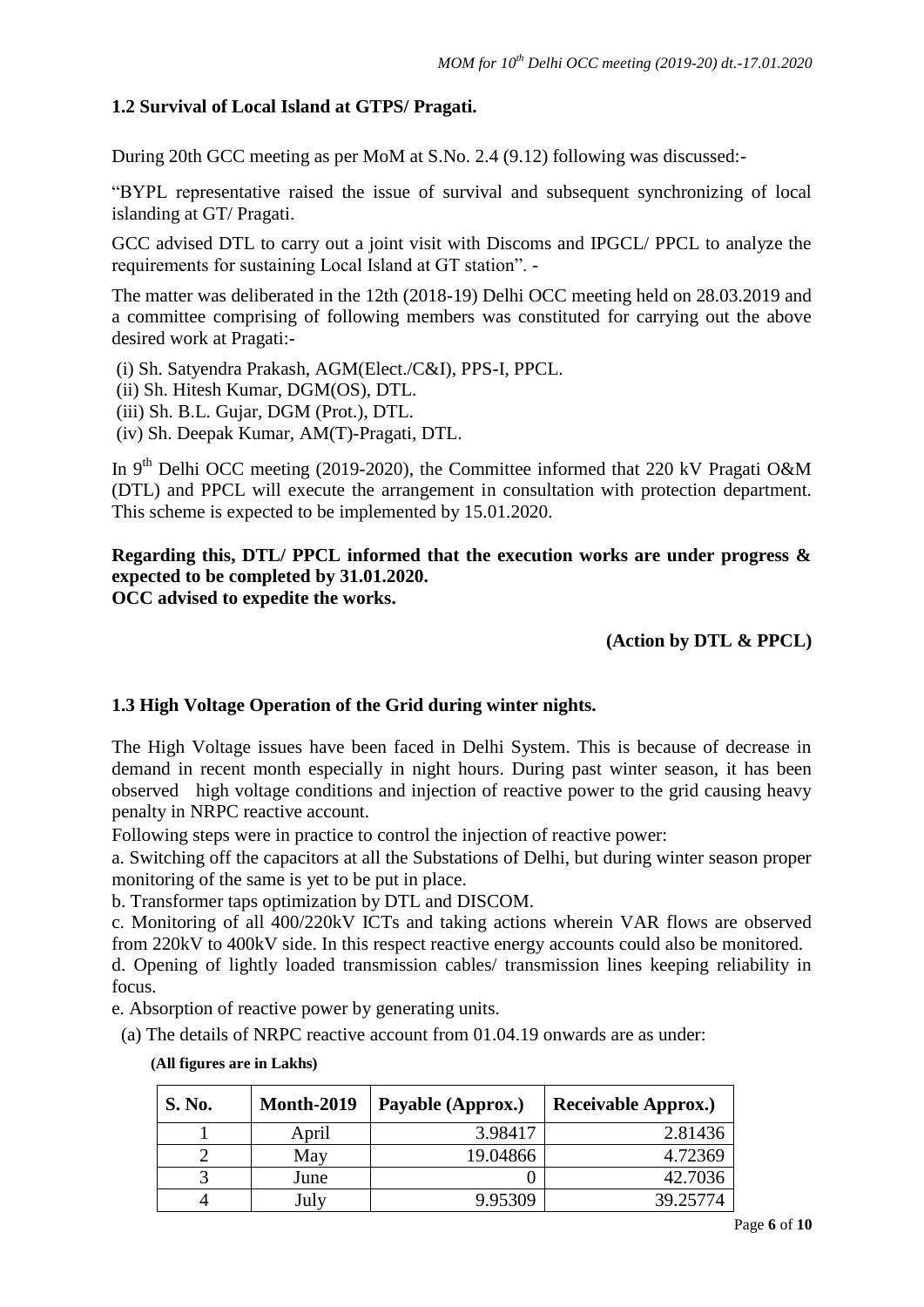### 1.2 Survival of Local Island at GTPS/ Pragati.

During 20th GCC meeting as per MoM at S.No. 2.4 (9.12) following was discussed:-

"BYPL representative raised the issue of survival and subsequent synchronizing of local islanding at GT/ Pragati.

GCC advised DTL to carry out a joint visit with Discoms and IPGCL/ PPCL to analyze the requirements for sustaining Local Island at GT station". -

The matter was deliberated in the 12th (2018-19) Delhi OCC meeting held on 28.03.2019 and a committee comprising of following members was constituted for carrying out the above desired work at Pragati:-

(i) Sh. Satyendra Prakash, AGM(Elect./C&I), PPS-I, PPCL.
(ii) Sh. Hitesh Kumar, DGM(OS), DTL.
(iii) Sh. B.L. Gujar, DGM (Prot.), DTL.
(iv) Sh. Deepak Kumar, AM(T)-Pragati, DTL.

In 9th Delhi OCC meeting (2019-2020), the Committee informed that 220 kV Pragati O&M (DTL) and PPCL will execute the arrangement in consultation with protection department. This scheme is expected to be implemented by 15.01.2020.

**Regarding this, DTL/ PPCL informed that the execution works are under progress & expected to be completed by 31.01.2020.**
**OCC advised to expedite the works.**

**(Action by DTL & PPCL)**

### 1.3 High Voltage Operation of the Grid during winter nights.

The High Voltage issues have been faced in Delhi System. This is because of decrease in demand in recent month especially in night hours. During past winter season, it has been observed high voltage conditions and injection of reactive power to the grid causing heavy penalty in NRPC reactive account.

Following steps were in practice to control the injection of reactive power:

a. Switching off the capacitors at all the Substations of Delhi, but during winter season proper monitoring of the same is yet to be put in place.

b. Transformer taps optimization by DTL and DISCOM.

c. Monitoring of all 400/220kV ICTs and taking actions wherein VAR flows are observed from 220kV to 400kV side. In this respect reactive energy accounts could also be monitored.

d. Opening of lightly loaded transmission cables/ transmission lines keeping reliability in focus.

e. Absorption of reactive power by generating units.

(a) The details of NRPC reactive account from 01.04.19 onwards are as under:

**(All figures are in Lakhs)**

| S. No. | Month-2019 | Payable (Approx.) | Receivable Approx.) |
|---|---|---|---|
| 1 | April | 3.98417 | 2.81436 |
| 2 | May | 19.04866 | 4.72369 |
| 3 | June | 0 | 42.7036 |
| 4 | July | 9.95309 | 39.25774 |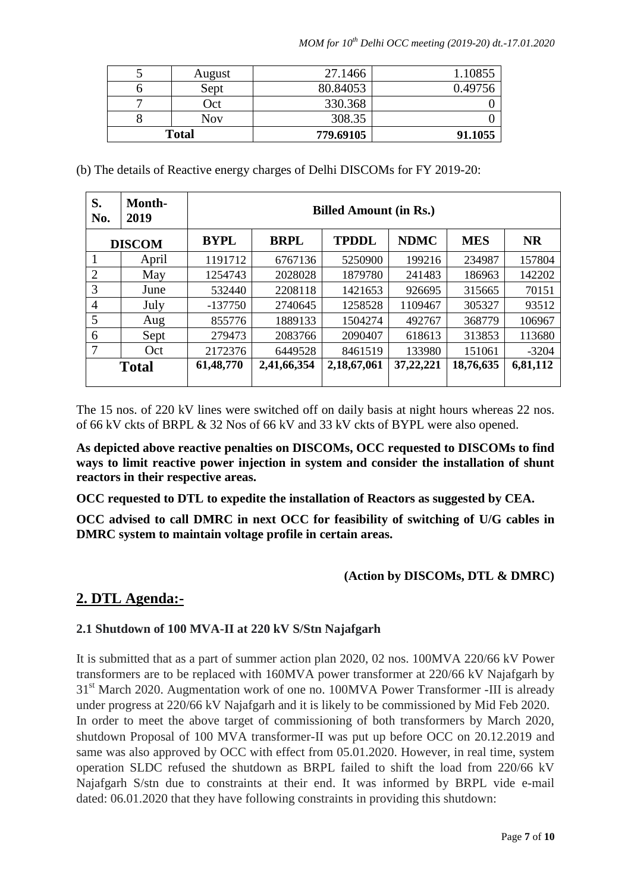| 5 | August | 27.1466 | 1.10855 |
|---|---|---|---|
| 6 | Sept | 80.84053 | 0.49756 |
| 7 | Oct | 330.368 | 0 |
| 8 | Nov | 308.35 | 0 |
| **Total** | | **779.69105** | **91.1055** |

(b) The details of Reactive energy charges of Delhi DISCOMs for FY 2019-20:

| S. No. | Month-2019 | Billed Amount (in Rs.) | | | | | |
|---|---|---|---|---|---|---|---|
| **DISCOM** | | **BYPL** | **BRPL** | **TPDDL** | **NDMC** | **MES** | **NR** |
| 1 | April | 1191712 | 6767136 | 5250900 | 199216 | 234987 | 157804 |
| 2 | May | 1254743 | 2028028 | 1879780 | 241483 | 186963 | 142202 |
| 3 | June | 532440 | 2208118 | 1421653 | 926695 | 315665 | 70151 |
| 4 | July | -137750 | 2740645 | 1258528 | 1109467 | 305327 | 93512 |
| 5 | Aug | 855776 | 1889133 | 1504274 | 492767 | 368779 | 106967 |
| 6 | Sept | 279473 | 2083766 | 2090407 | 618613 | 313853 | 113680 |
| 7 | Oct | 2172376 | 6449528 | 8461519 | 133980 | 151061 | -3204 |
| **Total** | | **61,48,770** | **2,41,66,354** | **2,18,67,061** | **37,22,221** | **18,76,635** | **6,81,112** |

The 15 nos. of 220 kV lines were switched off on daily basis at night hours whereas 22 nos. of 66 kV ckts of BRPL & 32 Nos of 66 kV and 33 kV ckts of BYPL were also opened.

**As depicted above reactive penalties on DISCOMs, OCC requested to DISCOMs to find ways to limit reactive power injection in system and consider the installation of shunt reactors in their respective areas.**

**OCC requested to DTL to expedite the installation of Reactors as suggested by CEA.**

**OCC advised to call DMRC in next OCC for feasibility of switching of U/G cables in DMRC system to maintain voltage profile in certain areas.**

**(Action by DISCOMs, DTL & DMRC)**

## 2. DTL Agenda:-

### 2.1 Shutdown of 100 MVA-II at 220 kV S/Stn Najafgarh

It is submitted that as a part of summer action plan 2020, 02 nos. 100MVA 220/66 kV Power transformers are to be replaced with 160MVA power transformer at 220/66 kV Najafgarh by 31st March 2020. Augmentation work of one no. 100MVA Power Transformer -III is already under progress at 220/66 kV Najafgarh and it is likely to be commissioned by Mid Feb 2020. In order to meet the above target of commissioning of both transformers by March 2020, shutdown Proposal of 100 MVA transformer-II was put up before OCC on 20.12.2019 and same was also approved by OCC with effect from 05.01.2020. However, in real time, system operation SLDC refused the shutdown as BRPL failed to shift the load from 220/66 kV Najafgarh S/stn due to constraints at their end. It was informed by BRPL vide e-mail dated: 06.01.2020 that they have following constraints in providing this shutdown: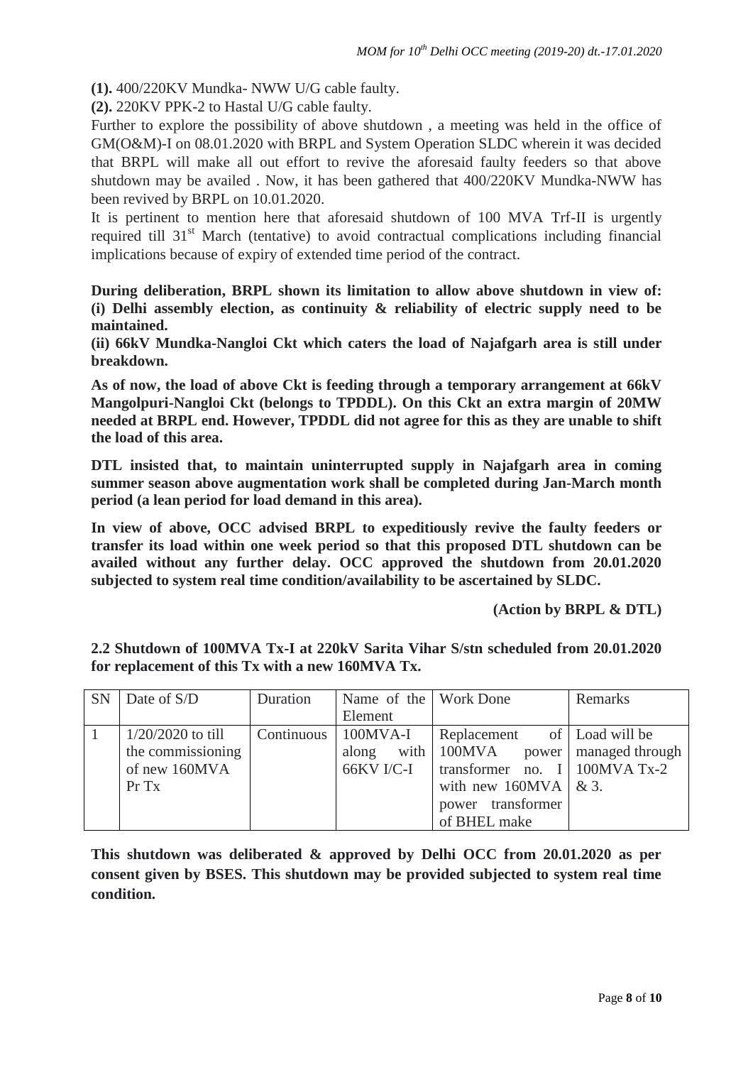**(1).** 400/220KV Mundka- NWW U/G cable faulty.

**(2).** 220KV PPK-2 to Hastal U/G cable faulty.

Further to explore the possibility of above shutdown , a meeting was held in the office of GM(O&M)-I on 08.01.2020 with BRPL and System Operation SLDC wherein it was decided that BRPL will make all out effort to revive the aforesaid faulty feeders so that above shutdown may be availed . Now, it has been gathered that 400/220KV Mundka-NWW has been revived by BRPL on 10.01.2020.

It is pertinent to mention here that aforesaid shutdown of 100 MVA Trf-II is urgently required till 31st March (tentative) to avoid contractual complications including financial implications because of expiry of extended time period of the contract.

**During deliberation, BRPL shown its limitation to allow above shutdown in view of:**
**(i) Delhi assembly election, as continuity & reliability of electric supply need to be maintained.**
**(ii) 66kV Mundka-Nangloi Ckt which caters the load of Najafgarh area is still under breakdown.**

**As of now, the load of above Ckt is feeding through a temporary arrangement at 66kV Mangolpuri-Nangloi Ckt (belongs to TPDDL). On this Ckt an extra margin of 20MW needed at BRPL end. However, TPDDL did not agree for this as they are unable to shift the load of this area.**

**DTL insisted that, to maintain uninterrupted supply in Najafgarh area in coming summer season above augmentation work shall be completed during Jan-March month period (a lean period for load demand in this area).**

**In view of above, OCC advised BRPL to expeditiously revive the faulty feeders or transfer its load within one week period so that this proposed DTL shutdown can be availed without any further delay. OCC approved the shutdown from 20.01.2020 subjected to system real time condition/availability to be ascertained by SLDC.**

**(Action by BRPL & DTL)**

**2.2 Shutdown of 100MVA Tx-I at 220kV Sarita Vihar S/stn scheduled from 20.01.2020 for replacement of this Tx with a new 160MVA Tx.**

| SN | Date of S/D | Duration | Name of the Element | Work Done | Remarks |
|---|---|---|---|---|---|
| 1 | 1/20/2020 to till the commissioning of new 160MVA Pr Tx | Continuous | 100MVA-I along with 66KV I/C-I | Replacement of 100MVA power transformer no. I with new 160MVA power transformer of BHEL make | Load will be managed through 100MVA Tx-2 & 3. |

**This shutdown was deliberated & approved by Delhi OCC from 20.01.2020 as per consent given by BSES. This shutdown may be provided subjected to system real time condition.**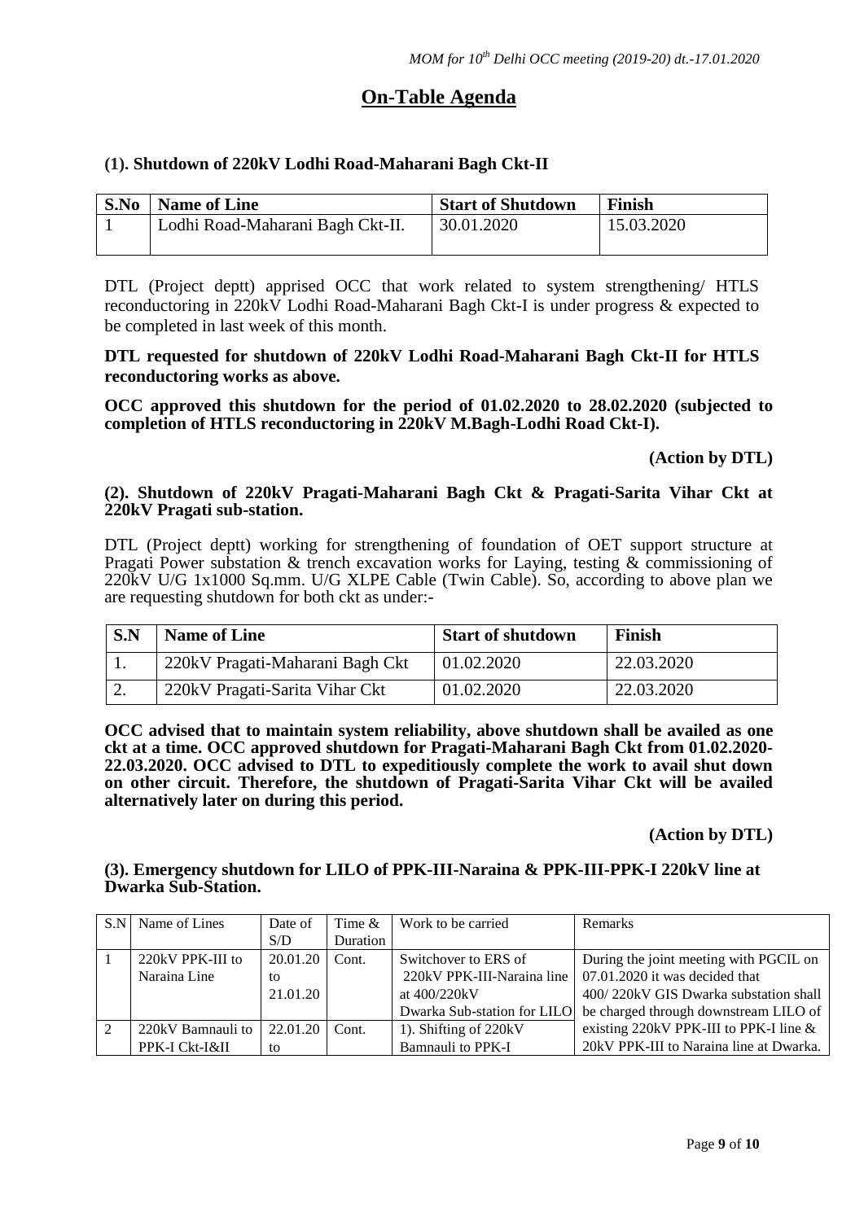## On-Table Agenda

### (1). Shutdown of 220kV Lodhi Road-Maharani Bagh Ckt-II

| S.No | Name of Line | Start of Shutdown | Finish |
|---|---|---|---|
| 1 | Lodhi Road-Maharani Bagh Ckt-II. | 30.01.2020 | 15.03.2020 |

DTL (Project deptt) apprised OCC that work related to system strengthening/ HTLS reconductoring in 220kV Lodhi Road-Maharani Bagh Ckt-I is under progress & expected to be completed in last week of this month.

**DTL requested for shutdown of 220kV Lodhi Road-Maharani Bagh Ckt-II for HTLS reconductoring works as above.**

**OCC approved this shutdown for the period of 01.02.2020 to 28.02.2020 (subjected to completion of HTLS reconductoring in 220kV M.Bagh-Lodhi Road Ckt-I).**

**(Action by DTL)**

### (2). Shutdown of 220kV Pragati-Maharani Bagh Ckt & Pragati-Sarita Vihar Ckt at 220kV Pragati sub-station.

DTL (Project deptt) working for strengthening of foundation of OET support structure at Pragati Power substation & trench excavation works for Laying, testing & commissioning of 220kV U/G 1x1000 Sq.mm. U/G XLPE Cable (Twin Cable). So, according to above plan we are requesting shutdown for both ckt as under:-

| S.N | Name of Line | Start of shutdown | Finish |
|---|---|---|---|
| 1. | 220kV Pragati-Maharani Bagh Ckt | 01.02.2020 | 22.03.2020 |
| 2. | 220kV Pragati-Sarita Vihar Ckt | 01.02.2020 | 22.03.2020 |

**OCC advised that to maintain system reliability, above shutdown shall be availed as one ckt at a time. OCC approved shutdown for Pragati-Maharani Bagh Ckt from 01.02.2020-22.03.2020. OCC advised to DTL to expeditiously complete the work to avail shut down on other circuit. Therefore, the shutdown of Pragati-Sarita Vihar Ckt will be availed alternatively later on during this period.**

**(Action by DTL)**

### (3). Emergency shutdown for LILO of PPK-III-Naraina & PPK-III-PPK-I 220kV line at Dwarka Sub-Station.

| S.N | Name of Lines | Date of S/D | Time & Duration | Work to be carried | Remarks |
|---|---|---|---|---|---|
| 1 | 220kV PPK-III to Naraina Line | 20.01.20 to 21.01.20 | Cont. | Switchover to ERS of 220kV PPK-III-Naraina line at 400/220kV Dwarka Sub-station for LILO | During the joint meeting with PGCIL on 07.01.2020 it was decided that 400/ 220kV GIS Dwarka substation shall be charged through downstream LILO of existing 220kV PPK-III to PPK-I line & 20kV PPK-III to Naraina line at Dwarka. |
| 2 | 220kV Bamnauli to PPK-I Ckt-I&II | 22.01.20 to | Cont. | 1). Shifting of 220kV Bamnauli to PPK-I | |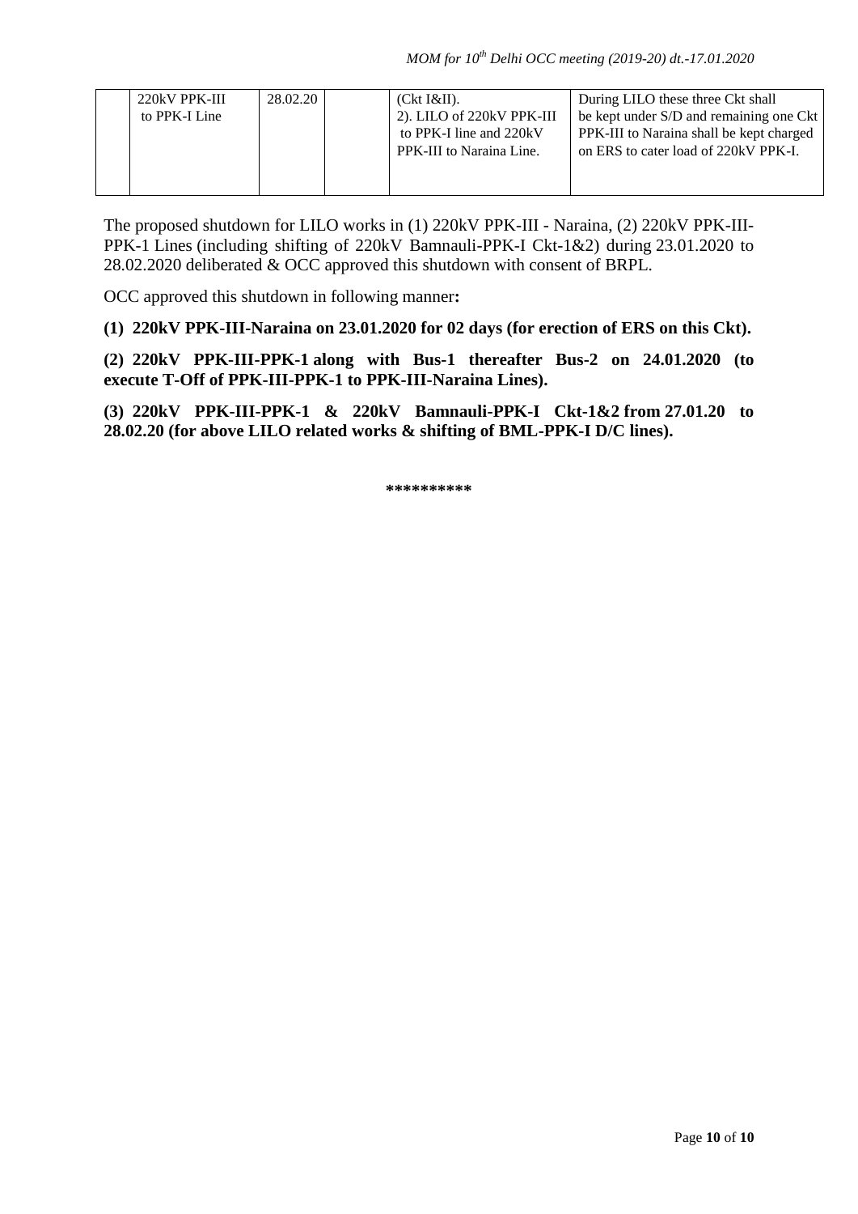| | 220kV PPK-III to PPK-I Line | 28.02.20 | | (Ckt I&II).<br>2). LILO of 220kV PPK-III to PPK-I line and 220kV PPK-III to Naraina Line. | During LILO these three Ckt shall be kept under S/D and remaining one Ckt PPK-III to Naraina shall be kept charged on ERS to cater load of 220kV PPK-I. |
|---|---|---|---|---|---|

The proposed shutdown for LILO works in (1) 220kV PPK-III - Naraina, (2) 220kV PPK-III-PPK-1 Lines (including shifting of 220kV Bamnauli-PPK-I Ckt-1&2) during 23.01.2020 to 28.02.2020 deliberated & OCC approved this shutdown with consent of BRPL.

OCC approved this shutdown in following manner**:**

**(1) 220kV PPK-III-Naraina on 23.01.2020 for 02 days (for erection of ERS on this Ckt).**

**(2) 220kV PPK-III-PPK-1 along with Bus-1 thereafter Bus-2 on 24.01.2020 (to execute T-Off of PPK-III-PPK-1 to PPK-III-Naraina Lines).**

**(3) 220kV PPK-III-PPK-1 & 220kV Bamnauli-PPK-I Ckt-1&2 from 27.01.20 to 28.02.20 (for above LILO related works & shifting of BML-PPK-I D/C lines).**

**\*\*\*\*\*\*\*\*\***